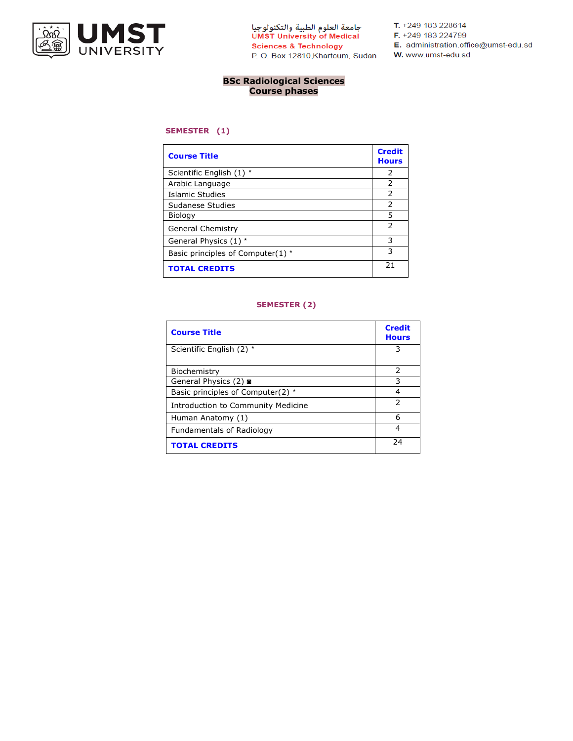**UMST UNIVERSITY**

جامعة العلوم الطبية والتكنولوجيا
UMST University of Medical Sciences & Technology
P. O. Box 12810,Khartoum, Sudan

T. +249 183 228614
F. +249 183 224799
E. administration.office@umst-edu.sd
W. www.umst-edu.sd

# BSc Radiological Sciences
## Course phases

### SEMESTER (1)

| Course Title | Credit Hours |
|---|---|
| Scientific English (1) * | 2 |
| Arabic Language | 2 |
| Islamic Studies | 2 |
| Sudanese Studies | 2 |
| Biology | 5 |
| General Chemistry | 2 |
| General Physics (1) * | 3 |
| Basic principles of Computer(1) * | 3 |
| **TOTAL CREDITS** | 21 |

### SEMESTER (2)

| Course Title | Credit Hours |
|---|---|
| Scientific English (2) * | 3 |
| Biochemistry | 2 |
| General Physics (2) ◙ | 3 |
| Basic principles of Computer(2) * | 4 |
| Introduction to Community Medicine | 2 |
| Human Anatomy (1) | 6 |
| Fundamentals of Radiology | 4 |
| **TOTAL CREDITS** | 24 |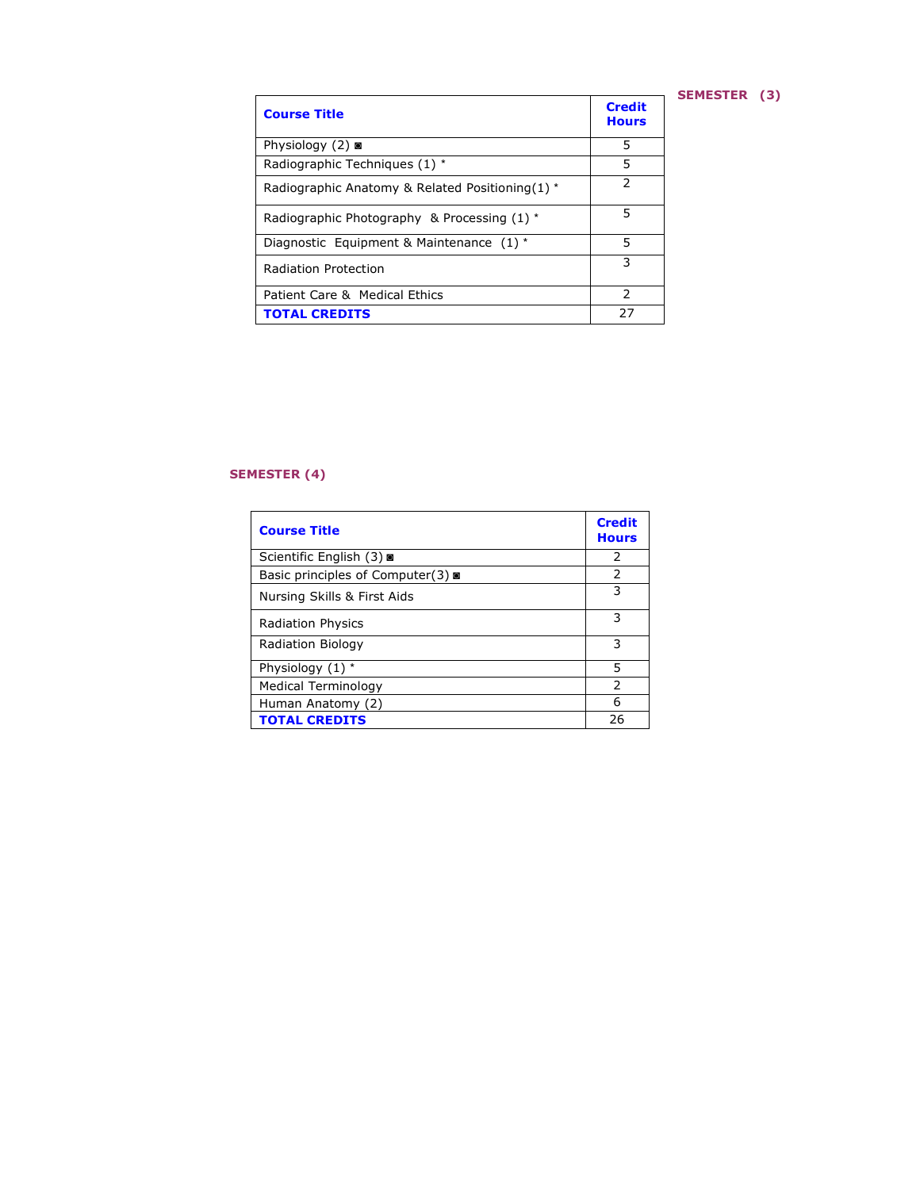## SEMESTER (3)

| Course Title | Credit Hours |
|---|---|
| Physiology (2) ◙ | 5 |
| Radiographic Techniques (1) * | 5 |
| Radiographic Anatomy & Related Positioning(1) * | 2 |
| Radiographic Photography & Processing (1) * | 5 |
| Diagnostic Equipment & Maintenance (1) * | 5 |
| Radiation Protection | 3 |
| Patient Care & Medical Ethics | 2 |
| **TOTAL CREDITS** | 27 |

## SEMESTER (4)

| Course Title | Credit Hours |
|---|---|
| Scientific English (3) ◙ | 2 |
| Basic principles of Computer(3) ◙ | 2 |
| Nursing Skills & First Aids | 3 |
| Radiation Physics | 3 |
| Radiation Biology | 3 |
| Physiology (1) * | 5 |
| Medical Terminology | 2 |
| Human Anatomy (2) | 6 |
| **TOTAL CREDITS** | 26 |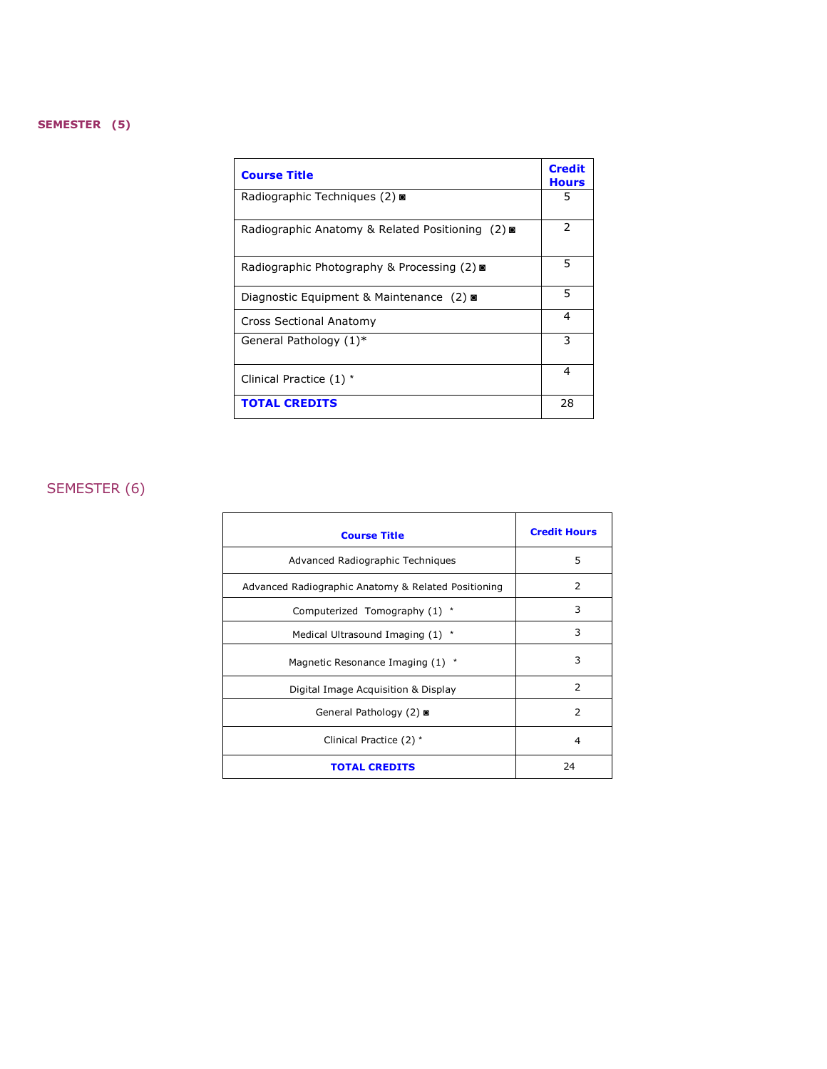## SEMESTER (5)

| Course Title | Credit Hours |
|---|---|
| Radiographic Techniques (2) ◙ | 5 |
| Radiographic Anatomy & Related Positioning (2) ◙ | 2 |
| Radiographic Photography & Processing (2) ◙ | 5 |
| Diagnostic Equipment & Maintenance (2) ◙ | 5 |
| Cross Sectional Anatomy | 4 |
| General Pathology (1)* | 3 |
| Clinical Practice (1) * | 4 |
| **TOTAL CREDITS** | 28 |

## SEMESTER (6)

| Course Title | Credit Hours |
|---|---|
| Advanced Radiographic Techniques | 5 |
| Advanced Radiographic Anatomy & Related Positioning | 2 |
| Computerized Tomography (1) * | 3 |
| Medical Ultrasound Imaging (1) * | 3 |
| Magnetic Resonance Imaging (1) * | 3 |
| Digital Image Acquisition & Display | 2 |
| General Pathology (2) ◙ | 2 |
| Clinical Practice (2) * | 4 |
| **TOTAL CREDITS** | 24 |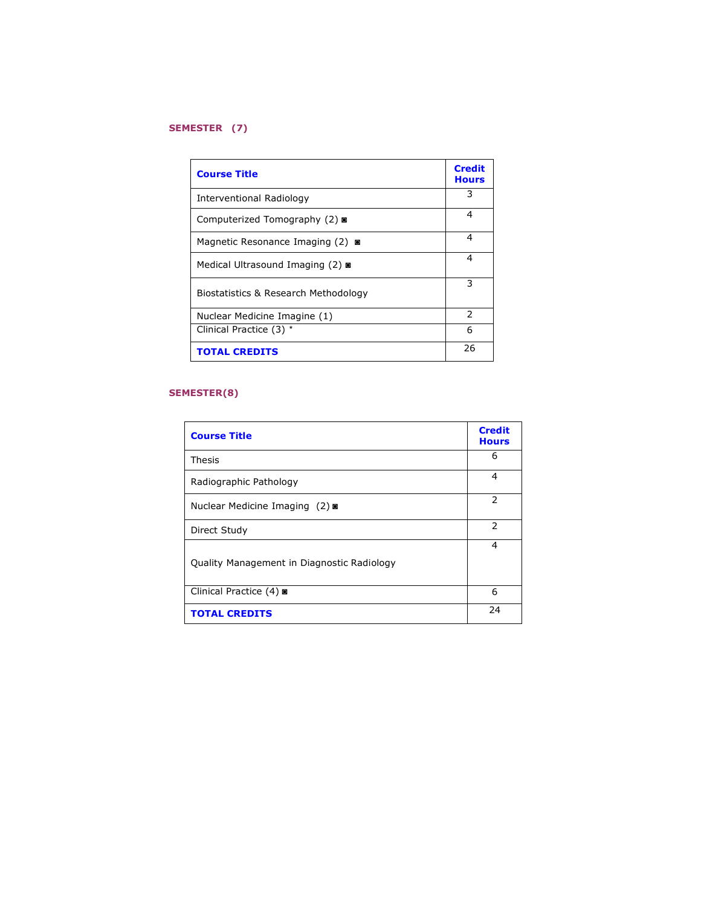## SEMESTER (7)

| Course Title | Credit Hours |
|---|---|
| Interventional Radiology | 3 |
| Computerized Tomography (2) ◙ | 4 |
| Magnetic Resonance Imaging (2) ◙ | 4 |
| Medical Ultrasound Imaging (2) ◙ | 4 |
| Biostatistics & Research Methodology | 3 |
| Nuclear Medicine Imagine (1) | 2 |
| Clinical Practice (3) * | 6 |
| **TOTAL CREDITS** | 26 |

## SEMESTER(8)

| Course Title | Credit Hours |
|---|---|
| Thesis | 6 |
| Radiographic Pathology | 4 |
| Nuclear Medicine Imaging (2) ◙ | 2 |
| Direct Study | 2 |
| Quality Management in Diagnostic Radiology | 4 |
| Clinical Practice (4) ◙ | 6 |
| **TOTAL CREDITS** | 24 |